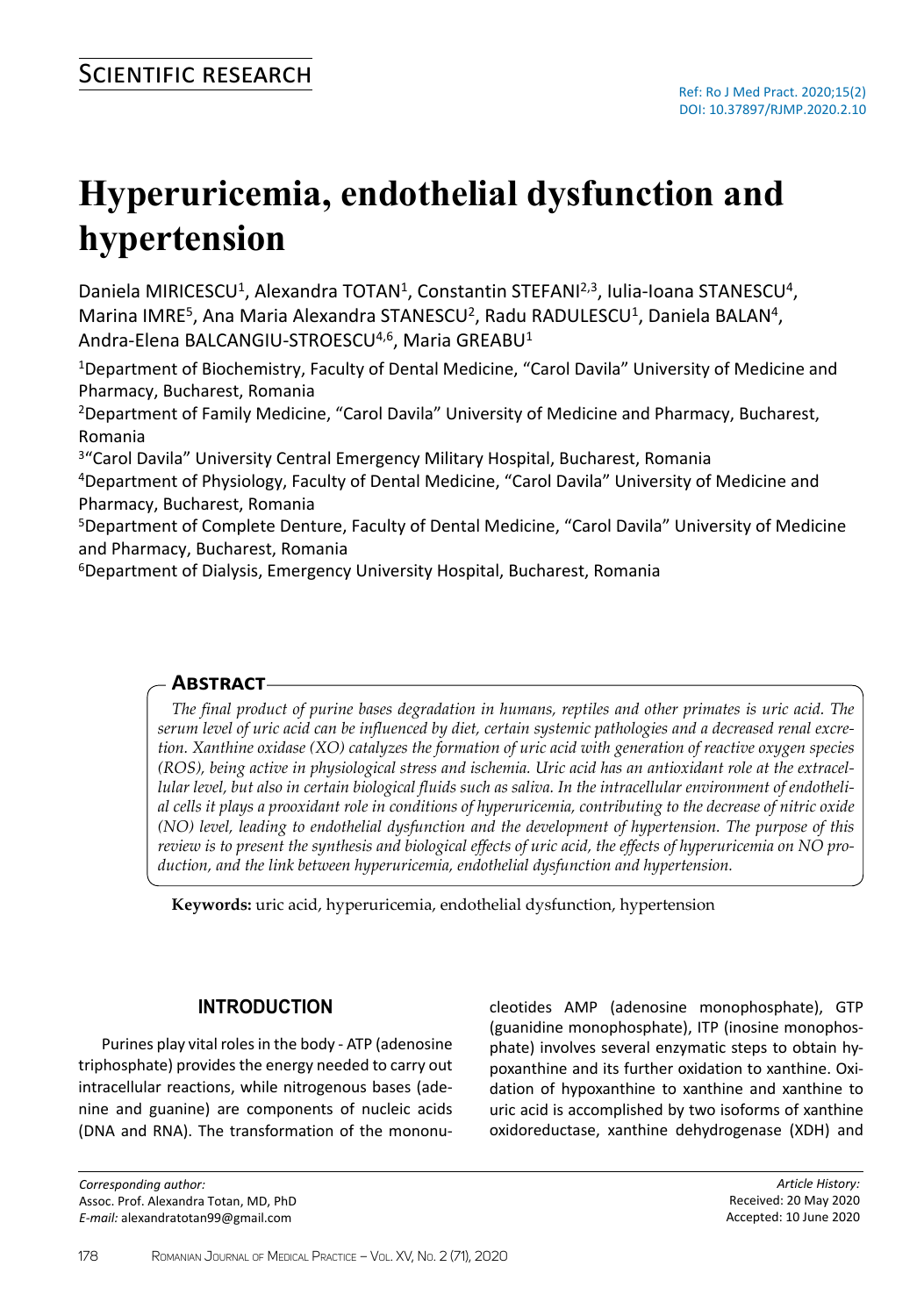## Scientific research

Ref: Ro J Med Pract. 2020;15(2)
DOI: 10.37897/RJMP.2020.2.10

# Hyperuricemia, endothelial dysfunction and hypertension

Daniela MIRICESCU[1], Alexandra TOTAN[1], Constantin STEFANI[2,3], Iulia-Ioana STANESCU[4], Marina IMRE[5], Ana Maria Alexandra STANESCU[2], Radu RADULESCU[1], Daniela BALAN[4], Andra-Elena BALCANGIU-STROESCU[4,6], Maria GREABU[1]

[1]Department of Biochemistry, Faculty of Dental Medicine, "Carol Davila" University of Medicine and Pharmacy, Bucharest, Romania

[2]Department of Family Medicine, "Carol Davila" University of Medicine and Pharmacy, Bucharest, Romania

[3]"Carol Davila" University Central Emergency Military Hospital, Bucharest, Romania

[4]Department of Physiology, Faculty of Dental Medicine, "Carol Davila" University of Medicine and Pharmacy, Bucharest, Romania

[5]Department of Complete Denture, Faculty of Dental Medicine, "Carol Davila" University of Medicine and Pharmacy, Bucharest, Romania

[6]Department of Dialysis, Emergency University Hospital, Bucharest, Romania

## Abstract

*The final product of purine bases degradation in humans, reptiles and other primates is uric acid. The serum level of uric acid can be influenced by diet, certain systemic pathologies and a decreased renal excretion. Xanthine oxidase (XO) catalyzes the formation of uric acid with generation of reactive oxygen species (ROS), being active in physiological stress and ischemia. Uric acid has an antioxidant role at the extracellular level, but also in certain biological fluids such as saliva. In the intracellular environment of endothelial cells it plays a prooxidant role in conditions of hyperuricemia, contributing to the decrease of nitric oxide (NO) level, leading to endothelial dysfunction and the development of hypertension. The purpose of this review is to present the synthesis and biological effects of uric acid, the effects of hyperuricemia on NO production, and the link between hyperuricemia, endothelial dysfunction and hypertension.*

**Keywords:** uric acid, hyperuricemia, endothelial dysfunction, hypertension

## INTRODUCTION

Purines play vital roles in the body - ATP (adenosine triphosphate) provides the energy needed to carry out intracellular reactions, while nitrogenous bases (adenine and guanine) are components of nucleic acids (DNA and RNA). The transformation of the mononucleotides AMP (adenosine monophosphate), GTP (guanidine monophosphate), ITP (inosine monophosphate) involves several enzymatic steps to obtain hypoxanthine and its further oxidation to xanthine. Oxidation of hypoxanthine to xanthine and xanthine to uric acid is accomplished by two isoforms of xanthine oxidoreductase, xanthine dehydrogenase (XDH) and

*Corresponding author:*
Assoc. Prof. Alexandra Totan, MD, PhD
*E-mail:* alexandratotan99@gmail.com

*Article History:*
Received: 20 May 2020
Accepted: 10 June 2020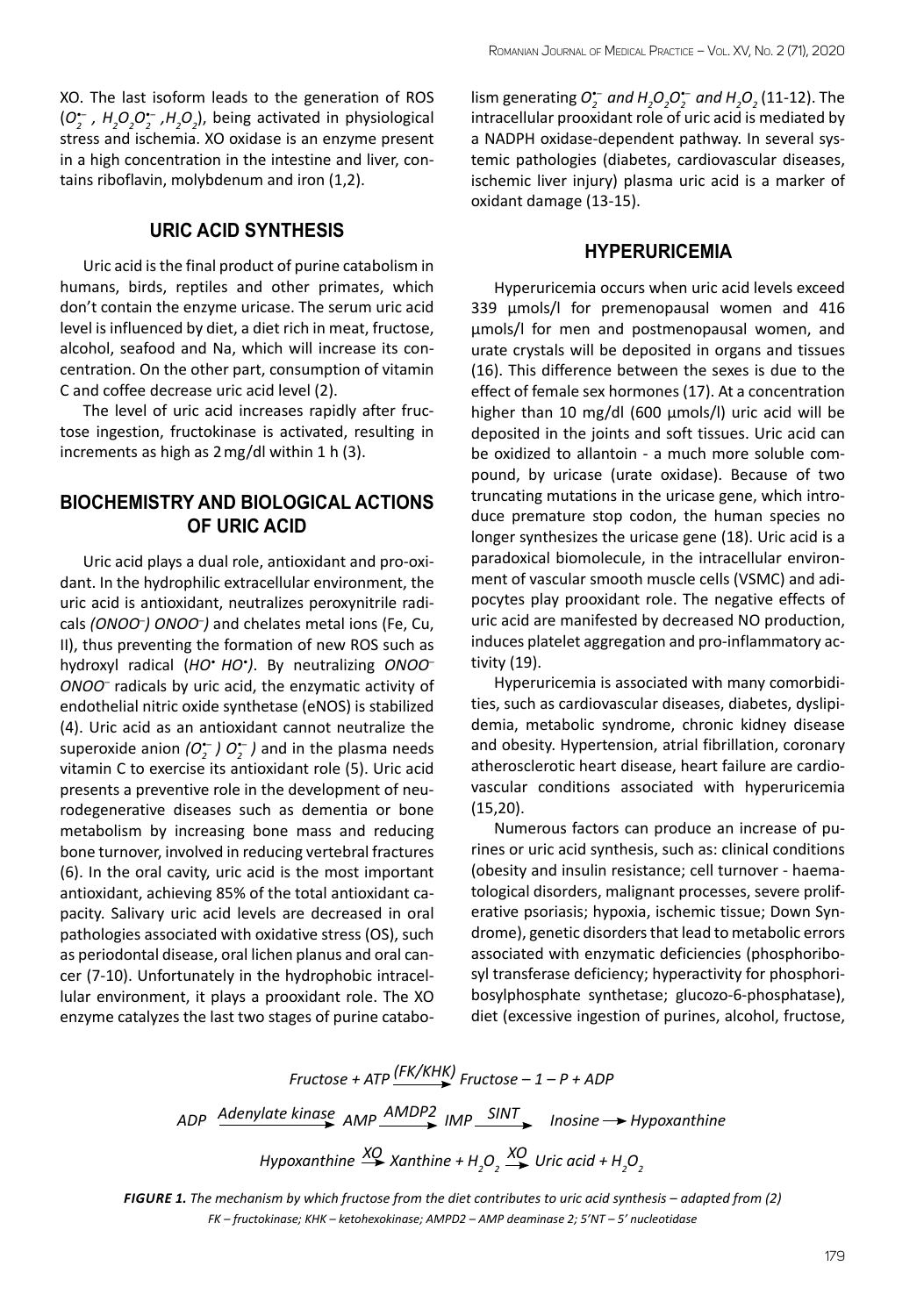XO. The last isoform leads to the generation of ROS ($O_2^{\bullet-}$, $H_2O_2O_2^{\bullet-}$, $H_2O_2$), being activated in physiological stress and ischemia. XO oxidase is an enzyme present in a high concentration in the intestine and liver, contains riboflavin, molybdenum and iron (1,2).

## URIC ACID SYNTHESIS

Uric acid is the final product of purine catabolism in humans, birds, reptiles and other primates, which don't contain the enzyme uricase. The serum uric acid level is influenced by diet, a diet rich in meat, fructose, alcohol, seafood and Na, which will increase its concentration. On the other part, consumption of vitamin C and coffee decrease uric acid level (2).

The level of uric acid increases rapidly after fructose ingestion, fructokinase is activated, resulting in increments as high as 2 mg/dl within 1 h (3).

## BIOCHEMISTRY AND BIOLOGICAL ACTIONS OF URIC ACID

Uric acid plays a dual role, antioxidant and pro-oxidant. In the hydrophilic extracellular environment, the uric acid is antioxidant, neutralizes peroxynitrile radicals *($ONOO^-$) $ONOO^-$)* and chelates metal ions (Fe, Cu, II), thus preventing the formation of new ROS such as hydroxyl radical (*$HO^\bullet$ $HO^\bullet$)*. By neutralizing *$ONOO^-$ $ONOO^-$* radicals by uric acid, the enzymatic activity of endothelial nitric oxide synthetase (eNOS) is stabilized (4). Uric acid as an antioxidant cannot neutralize the superoxide anion *($O_2^{\bullet-}$) $O_2^{\bullet-}$)* and in the plasma needs vitamin C to exercise its antioxidant role (5). Uric acid presents a preventive role in the development of neurodegenerative diseases such as dementia or bone metabolism by increasing bone mass and reducing bone turnover, involved in reducing vertebral fractures (6). In the oral cavity, uric acid is the most important antioxidant, achieving 85% of the total antioxidant capacity. Salivary uric acid levels are decreased in oral pathologies associated with oxidative stress (OS), such as periodontal disease, oral lichen planus and oral cancer (7-10). Unfortunately in the hydrophobic intracellular environment, it plays a prooxidant role. The XO enzyme catalyzes the last two stages of purine catabolism generating *$O_2^{\bullet-}$ and $H_2O_2O_2^{\bullet-}$ and $H_2O_2$* (11-12). The intracellular prooxidant role of uric acid is mediated by a NADPH oxidase-dependent pathway. In several systemic pathologies (diabetes, cardiovascular diseases, ischemic liver injury) plasma uric acid is a marker of oxidant damage (13-15).

## HYPERURICEMIA

Hyperuricemia occurs when uric acid levels exceed 339 µmols/l for premenopausal women and 416 µmols/l for men and postmenopausal women, and urate crystals will be deposited in organs and tissues (16). This difference between the sexes is due to the effect of female sex hormones (17). At a concentration higher than 10 mg/dl (600 µmols/l) uric acid will be deposited in the joints and soft tissues. Uric acid can be oxidized to allantoin - a much more soluble compound, by uricase (urate oxidase). Because of two truncating mutations in the uricase gene, which introduce premature stop codon, the human species no longer synthesizes the uricase gene (18). Uric acid is a paradoxical biomolecule, in the intracellular environment of vascular smooth muscle cells (VSMC) and adipocytes play prooxidant role. The negative effects of uric acid are manifested by decreased NO production, induces platelet aggregation and pro-inflammatory activity (19).

Hyperuricemia is associated with many comorbidities, such as cardiovascular diseases, diabetes, dyslipidemia, metabolic syndrome, chronic kidney disease and obesity. Hypertension, atrial fibrillation, coronary atherosclerotic heart disease, heart failure are cardiovascular conditions associated with hyperuricemia (15,20).

Numerous factors can produce an increase of purines or uric acid synthesis, such as: clinical conditions (obesity and insulin resistance; cell turnover - haematological disorders, malignant processes, severe proliferative psoriasis; hypoxia, ischemic tissue; Down Syndrome), genetic disorders that lead to metabolic errors associated with enzymatic deficiencies (phosphoribosyl transferase deficiency; hyperactivity for phosphoribosylphosphate synthetase; glucozo-6-phosphatase), diet (excessive ingestion of purines, alcohol, fructose,

$$Fructose + ATP \xrightarrow{(FK/KHK)} Fructose - 1 - P + ADP$$

$$ADP \xrightarrow{Adenylate\ kinase} AMP \xrightarrow{AMDP2} IMP \xrightarrow{SINT} Inosine \rightarrow Hypoxanthine$$

$$Hypoxanthine \xrightarrow{XO} Xanthine + H_2O_2 \xrightarrow{XO} Uric\ acid + H_2O_2$$

***FIGURE 1.*** *The mechanism by which fructose from the diet contributes to uric acid synthesis – adapted from (2)*
*FK – fructokinase; KHK – ketohexokinase; AMPD2 – AMP deaminase 2; 5'NT – 5' nucleotidase*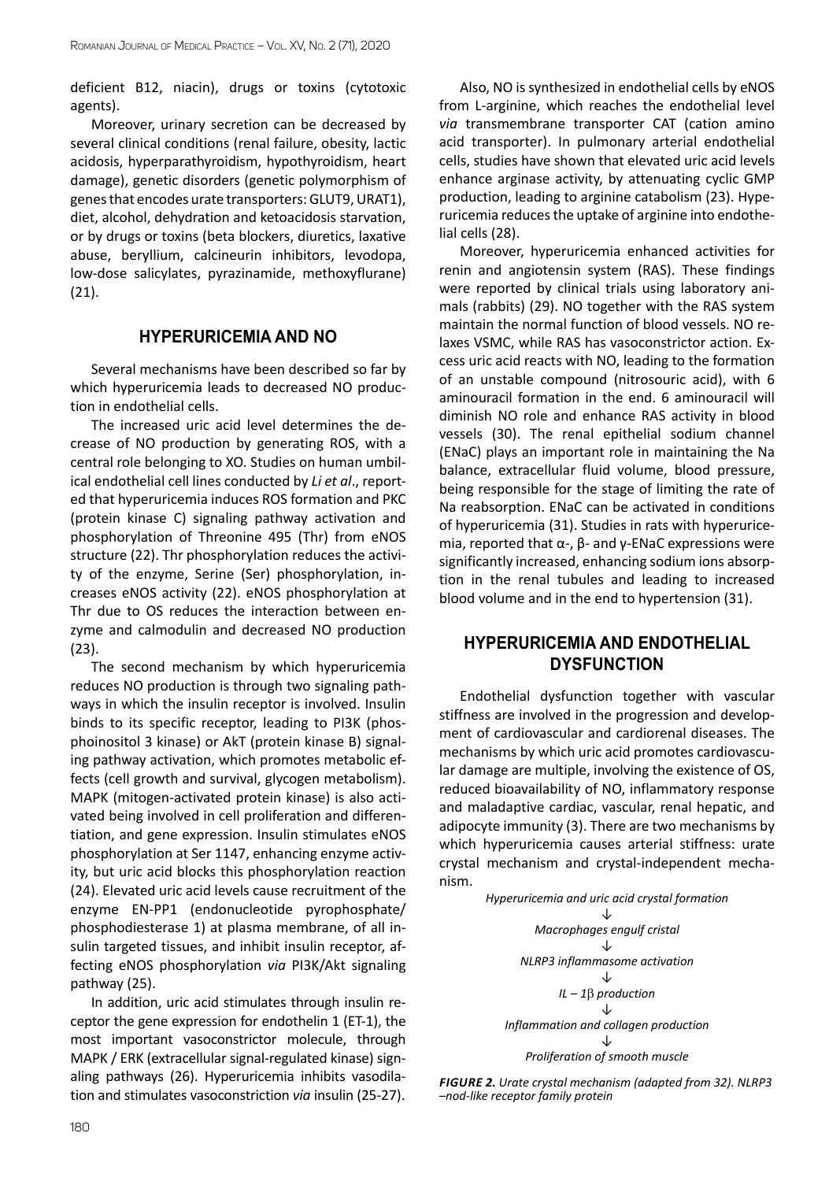deficient B12, niacin), drugs or toxins (cytotoxic agents).

Moreover, urinary secretion can be decreased by several clinical conditions (renal failure, obesity, lactic acidosis, hyperparathyroidism, hypothyroidism, heart damage), genetic disorders (genetic polymorphism of genes that encodes urate transporters: GLUT9, URAT1), diet, alcohol, dehydration and ketoacidosis starvation, or by drugs or toxins (beta blockers, diuretics, laxative abuse, beryllium, calcineurin inhibitors, levodopa, low-dose salicylates, pyrazinamide, methoxyflurane) (21).

## HYPERURICEMIA AND NO

Several mechanisms have been described so far by which hyperuricemia leads to decreased NO production in endothelial cells.

The increased uric acid level determines the decrease of NO production by generating ROS, with a central role belonging to XO. Studies on human umbilical endothelial cell lines conducted by *Li et al*., reported that hyperuricemia induces ROS formation and PKC (protein kinase C) signaling pathway activation and phosphorylation of Threonine 495 (Thr) from eNOS structure (22). Thr phosphorylation reduces the activity of the enzyme, Serine (Ser) phosphorylation, increases eNOS activity (22). eNOS phosphorylation at Thr due to OS reduces the interaction between enzyme and calmodulin and decreased NO production (23).

The second mechanism by which hyperuricemia reduces NO production is through two signaling pathways in which the insulin receptor is involved. Insulin binds to its specific receptor, leading to PI3K (phosphoinositol 3 kinase) or AkT (protein kinase B) signaling pathway activation, which promotes metabolic effects (cell growth and survival, glycogen metabolism). MAPK (mitogen-activated protein kinase) is also activated being involved in cell proliferation and differentiation, and gene expression. Insulin stimulates eNOS phosphorylation at Ser 1147, enhancing enzyme activity, but uric acid blocks this phosphorylation reaction (24). Elevated uric acid levels cause recruitment of the enzyme EN-PP1 (endonucleotide pyrophosphate/ phosphodiesterase 1) at plasma membrane, of all insulin targeted tissues, and inhibit insulin receptor, affecting eNOS phosphorylation *via* PI3K/Akt signaling pathway (25).

In addition, uric acid stimulates through insulin receptor the gene expression for endothelin 1 (ET-1), the most important vasoconstrictor molecule, through MAPK / ERK (extracellular signal-regulated kinase) signaling pathways (26). Hyperuricemia inhibits vasodilation and stimulates vasoconstriction *via* insulin (25-27).

Also, NO is synthesized in endothelial cells by eNOS from L-arginine, which reaches the endothelial level *via* transmembrane transporter CAT (cation amino acid transporter). In pulmonary arterial endothelial cells, studies have shown that elevated uric acid levels enhance arginase activity, by attenuating cyclic GMP production, leading to arginine catabolism (23). Hyperuricemia reduces the uptake of arginine into endothelial cells (28).

Moreover, hyperuricemia enhanced activities for renin and angiotensin system (RAS). These findings were reported by clinical trials using laboratory animals (rabbits) (29). NO together with the RAS system maintain the normal function of blood vessels. NO relaxes VSMC, while RAS has vasoconstrictor action. Excess uric acid reacts with NO, leading to the formation of an unstable compound (nitrosouric acid), with 6 aminouracil formation in the end. 6 aminouracil will diminish NO role and enhance RAS activity in blood vessels (30). The renal epithelial sodium channel (ENaC) plays an important role in maintaining the Na balance, extracellular fluid volume, blood pressure, being responsible for the stage of limiting the rate of Na reabsorption. ENaC can be activated in conditions of hyperuricemia (31). Studies in rats with hyperuricemia, reported that α-, β- and γ-ENaC expressions were significantly increased, enhancing sodium ions absorption in the renal tubules and leading to increased blood volume and in the end to hypertension (31).

## HYPERURICEMIA AND ENDOTHELIAL DYSFUNCTION

Endothelial dysfunction together with vascular stiffness are involved in the progression and development of cardiovascular and cardiorenal diseases. The mechanisms by which uric acid promotes cardiovascular damage are multiple, involving the existence of OS, reduced bioavailability of NO, inflammatory response and maladaptive cardiac, vascular, renal hepatic, and adipocyte immunity (3). There are two mechanisms by which hyperuricemia causes arterial stiffness: urate crystal mechanism and crystal-independent mechanism.

*Hyperuricemia and uric acid crystal formation*
↓
*Macrophages engulf cristal*
↓
*NLRP3 inflammasome activation*
↓
*IL – 1β production*
↓
*Inflammation and collagen production*
↓
*Proliferation of smooth muscle*

***FIGURE 2.** Urate crystal mechanism (adapted from 32). NLRP3 –nod-like receptor family protein*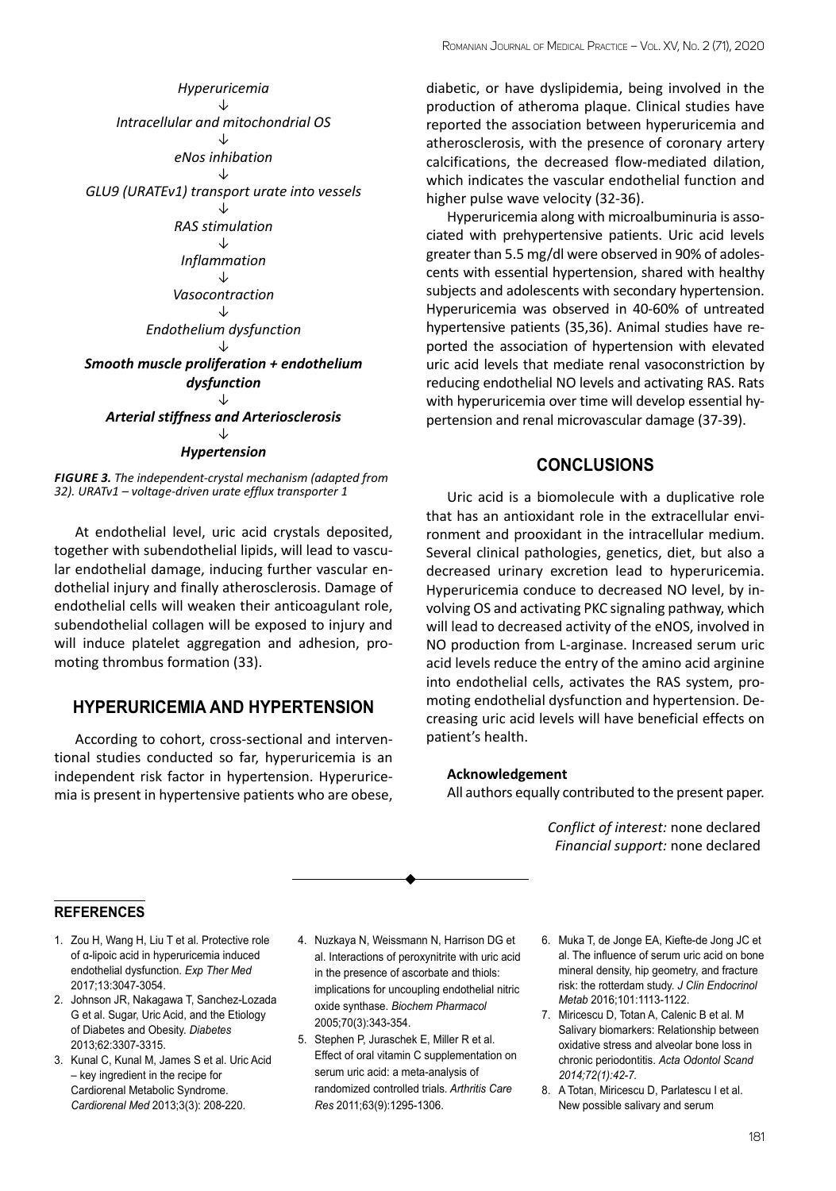*Hyperuricemia*
↓
*Intracellular and mitochondrial OS*
↓
*eNos inhibation*
↓
*GLU9 (URATEv1) transport urate into vessels*
↓
*RAS stimulation*
↓
*Inflammation*
↓
*Vasocontraction*
↓
*Endothelium dysfunction*
↓
***Smooth muscle proliferation + endothelium dysfunction***
↓
***Arterial stiffness and Arteriosclerosis***
↓
***Hypertension***

***FIGURE 3.*** *The independent-crystal mechanism (adapted from 32). URATv1 – voltage-driven urate efflux transporter 1*

At endothelial level, uric acid crystals deposited, together with subendothelial lipids, will lead to vascular endothelial damage, inducing further vascular endothelial injury and finally atherosclerosis. Damage of endothelial cells will weaken their anticoagulant role, subendothelial collagen will be exposed to injury and will induce platelet aggregation and adhesion, promoting thrombus formation (33).

## HYPERURICEMIA AND HYPERTENSION

According to cohort, cross-sectional and interventional studies conducted so far, hyperuricemia is an independent risk factor in hypertension. Hyperuricemia is present in hypertensive patients who are obese, diabetic, or have dyslipidemia, being involved in the production of atheroma plaque. Clinical studies have reported the association between hyperuricemia and atherosclerosis, with the presence of coronary artery calcifications, the decreased flow-mediated dilation, which indicates the vascular endothelial function and higher pulse wave velocity (32-36).

Hyperuricemia along with microalbuminuria is associated with prehypertensive patients. Uric acid levels greater than 5.5 mg/dl were observed in 90% of adolescents with essential hypertension, shared with healthy subjects and adolescents with secondary hypertension. Hyperuricemia was observed in 40-60% of untreated hypertensive patients (35,36). Animal studies have reported the association of hypertension with elevated uric acid levels that mediate renal vasoconstriction by reducing endothelial NO levels and activating RAS. Rats with hyperuricemia over time will develop essential hypertension and renal microvascular damage (37-39).

## CONCLUSIONS

Uric acid is a biomolecule with a duplicative role that has an antioxidant role in the extracellular environment and prooxidant in the intracellular medium. Several clinical pathologies, genetics, diet, but also a decreased urinary excretion lead to hyperuricemia. Hyperuricemia conduce to decreased NO level, by involving OS and activating PKC signaling pathway, which will lead to decreased activity of the eNOS, involved in NO production from L-arginase. Increased serum uric acid levels reduce the entry of the amino acid arginine into endothelial cells, activates the RAS system, promoting endothelial dysfunction and hypertension. Decreasing uric acid levels will have beneficial effects on patient's health.

**Acknowledgement**

All authors equally contributed to the present paper.

*Conflict of interest:* none declared
*Financial support:* none declared

## REFERENCES

1. Zou H, Wang H, Liu T et al. Protective role of α-lipoic acid in hyperuricemia induced endothelial dysfunction. *Exp Ther Med* 2017;13:3047-3054.
2. Johnson JR, Nakagawa T, Sanchez-Lozada G et al. Sugar, Uric Acid, and the Etiology of Diabetes and Obesity. *Diabetes* 2013;62:3307-3315.
3. Kunal C, Kunal M, James S et al. Uric Acid – key ingredient in the recipe for Cardiorenal Metabolic Syndrome. *Cardiorenal Med* 2013;3(3): 208-220.
4. Nuzkaya N, Weissmann N, Harrison DG et al. Interactions of peroxynitrite with uric acid in the presence of ascorbate and thiols: implications for uncoupling endothelial nitric oxide synthase. *Biochem Pharmacol* 2005;70(3):343-354.
5. Stephen P, Juraschek E, Miller R et al. Effect of oral vitamin C supplementation on serum uric acid: a meta-analysis of randomized controlled trials. *Arthritis Care Res* 2011;63(9):1295-1306.
6. Muka T, de Jonge EA, Kiefte-de Jong JC et al. The influence of serum uric acid on bone mineral density, hip geometry, and fracture risk: the rotterdam study. *J Clin Endocrinol Metab* 2016;101:1113-1122.
7. Miricescu D, Totan A, Calenic B et al. M Salivary biomarkers: Relationship between oxidative stress and alveolar bone loss in chronic periodontitis. *Acta Odontol Scand 2014;72(1):42-7.*
8. A Totan, Miricescu D, Parlatescu I et al. New possible salivary and serum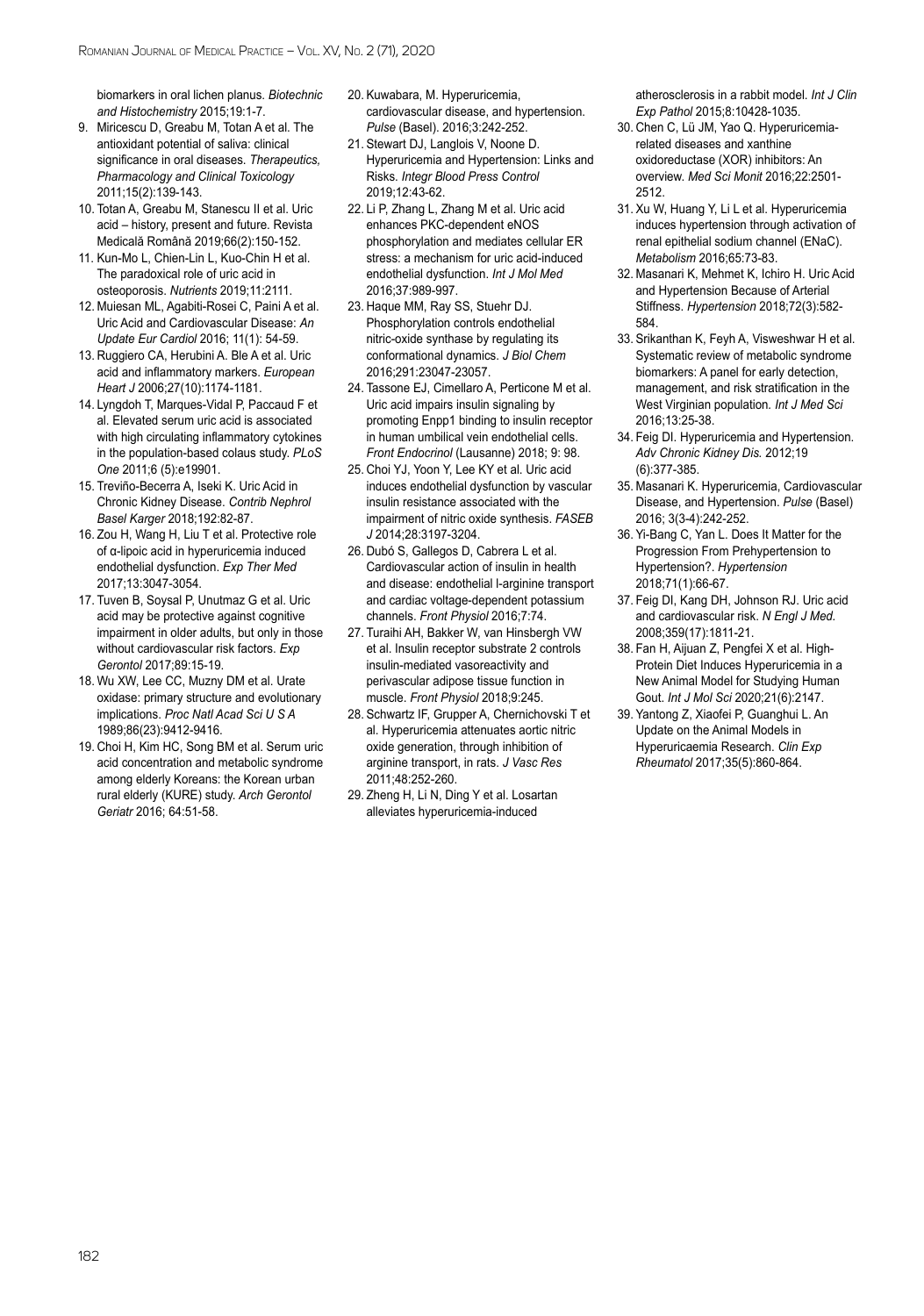biomarkers in oral lichen planus. *Biotechnic and Histochemistry* 2015;19:1-7.

9. Miricescu D, Greabu M, Totan A et al. The antioxidant potential of saliva: clinical significance in oral diseases. *Therapeutics, Pharmacology and Clinical Toxicology* 2011;15(2):139-143.
10. Totan A, Greabu M, Stanescu II et al. Uric acid – history, present and future. Revista Medicală Română 2019;66(2):150-152.
11. Kun-Mo L, Chien-Lin L, Kuo-Chin H et al. The paradoxical role of uric acid in osteoporosis. *Nutrients* 2019;11:2111.
12. Muiesan ML, Agabiti-Rosei C, Paini A et al. Uric Acid and Cardiovascular Disease: *An Update Eur Cardiol* 2016; 11(1): 54-59.
13. Ruggiero CA, Herubini A. Ble A et al. Uric acid and inflammatory markers. *European Heart J* 2006;27(10):1174-1181.
14. Lyngdoh T, Marques-Vidal P, Paccaud F et al. Elevated serum uric acid is associated with high circulating inflammatory cytokines in the population-based colaus study. *PLoS One* 2011;6 (5):e19901.
15. Treviño-Becerra A, Iseki K. Uric Acid in Chronic Kidney Disease. *Contrib Nephrol Basel Karger* 2018;192:82-87.
16. Zou H, Wang H, Liu T et al. Protective role of α-lipoic acid in hyperuricemia induced endothelial dysfunction. *Exp Ther Med* 2017;13:3047-3054.
17. Tuven B, Soysal P, Unutmaz G et al. Uric acid may be protective against cognitive impairment in older adults, but only in those without cardiovascular risk factors. *Exp Gerontol* 2017;89:15-19.
18. Wu XW, Lee CC, Muzny DM et al. Urate oxidase: primary structure and evolutionary implications. *Proc Natl Acad Sci U S A* 1989;86(23):9412-9416.
19. Choi H, Kim HC, Song BM et al. Serum uric acid concentration and metabolic syndrome among elderly Koreans: the Korean urban rural elderly (KURE) study. *Arch Gerontol Geriatr* 2016; 64:51-58.
20. Kuwabara, M. Hyperuricemia, cardiovascular disease, and hypertension. *Pulse* (Basel). 2016;3:242-252.
21. Stewart DJ, Langlois V, Noone D. Hyperuricemia and Hypertension: Links and Risks. *Integr Blood Press Control* 2019;12:43-62.
22. Li P, Zhang L, Zhang M et al. Uric acid enhances PKC-dependent eNOS phosphorylation and mediates cellular ER stress: a mechanism for uric acid-induced endothelial dysfunction. *Int J Mol Med* 2016;37:989-997.
23. Haque MM, Ray SS, Stuehr DJ. Phosphorylation controls endothelial nitric-oxide synthase by regulating its conformational dynamics. *J Biol Chem* 2016;291:23047-23057.
24. Tassone EJ, Cimellaro A, Perticone M et al. Uric acid impairs insulin signaling by promoting Enpp1 binding to insulin receptor in human umbilical vein endothelial cells. *Front Endocrinol* (Lausanne) 2018; 9: 98.
25. Choi YJ, Yoon Y, Lee KY et al. Uric acid induces endothelial dysfunction by vascular insulin resistance associated with the impairment of nitric oxide synthesis. *FASEB J* 2014;28:3197-3204.
26. Dubó S, Gallegos D, Cabrera L et al. Cardiovascular action of insulin in health and disease: endothelial l-arginine transport and cardiac voltage-dependent potassium channels. *Front Physiol* 2016;7:74.
27. Turaihi AH, Bakker W, van Hinsbergh VW et al. Insulin receptor substrate 2 controls insulin-mediated vasoreactivity and perivascular adipose tissue function in muscle. *Front Physiol* 2018;9:245.
28. Schwartz IF, Grupper A, Chernichovski T et al. Hyperuricemia attenuates aortic nitric oxide generation, through inhibition of arginine transport, in rats. *J Vasc Res* 2011;48:252-260.
29. Zheng H, Li N, Ding Y et al. Losartan alleviates hyperuricemia-induced atherosclerosis in a rabbit model. *Int J Clin Exp Pathol* 2015;8:10428-1035.
30. Chen C, Lü JM, Yao Q. Hyperuricemia-related diseases and xanthine oxidoreductase (XOR) inhibitors: An overview. *Med Sci Monit* 2016;22:2501-2512.
31. Xu W, Huang Y, Li L et al. Hyperuricemia induces hypertension through activation of renal epithelial sodium channel (ENaC). *Metabolism* 2016;65:73-83.
32. Masanari K, Mehmet K, Ichiro H. Uric Acid and Hypertension Because of Arterial Stiffness. *Hypertension* 2018;72(3):582-584.
33. Srikanthan K, Feyh A, Visweshwar H et al. Systematic review of metabolic syndrome biomarkers: A panel for early detection, management, and risk stratification in the West Virginian population. *Int J Med Sci* 2016;13:25-38.
34. Feig DI. Hyperuricemia and Hypertension. *Adv Chronic Kidney Dis.* 2012;19 (6):377-385.
35. Masanari K. Hyperuricemia, Cardiovascular Disease, and Hypertension. *Pulse* (Basel) 2016; 3(3-4):242-252.
36. Yi-Bang C, Yan L. Does It Matter for the Progression From Prehypertension to Hypertension?. *Hypertension* 2018;71(1):66-67.
37. Feig DI, Kang DH, Johnson RJ. Uric acid and cardiovascular risk. *N Engl J Med.* 2008;359(17):1811-21.
38. Fan H, Aijuan Z, Pengfei X et al. High-Protein Diet Induces Hyperuricemia in a New Animal Model for Studying Human Gout. *Int J Mol Sci* 2020;21(6):2147.
39. Yantong Z, Xiaofei P, Guanghui L. An Update on the Animal Models in Hyperuricaemia Research. *Clin Exp Rheumatol* 2017;35(5):860-864.